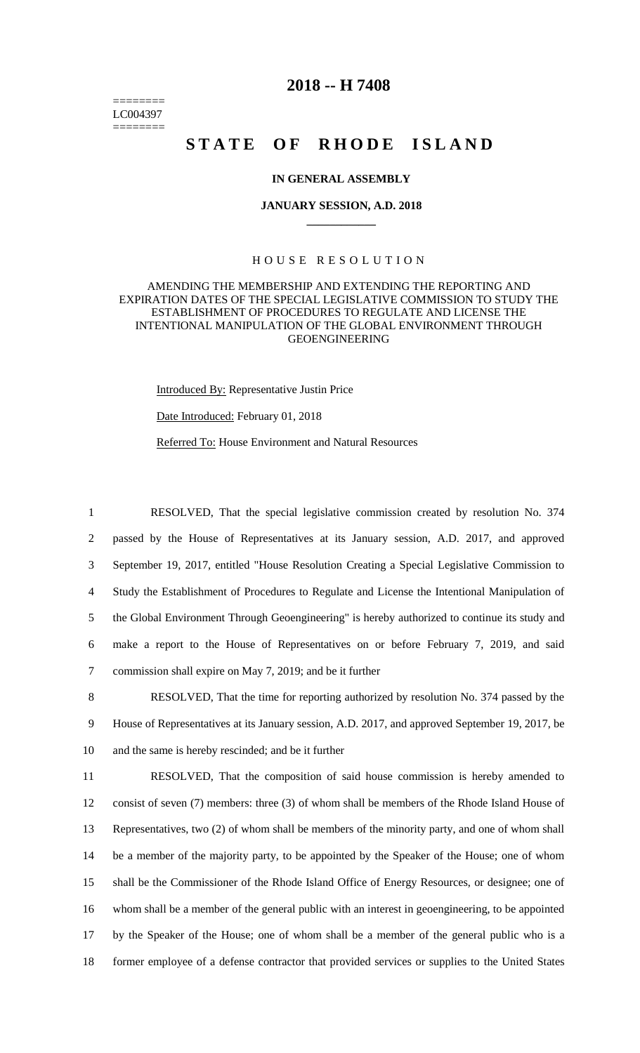========
LC004397
========

# 2018 -- H 7408

# STATE OF RHODE ISLAND

**IN GENERAL ASSEMBLY**

**JANUARY SESSION, A.D. 2018**

---

HOUSE RESOLUTION

AMENDING THE MEMBERSHIP AND EXTENDING THE REPORTING AND EXPIRATION DATES OF THE SPECIAL LEGISLATIVE COMMISSION TO STUDY THE ESTABLISHMENT OF PROCEDURES TO REGULATE AND LICENSE THE INTENTIONAL MANIPULATION OF THE GLOBAL ENVIRONMENT THROUGH GEOENGINEERING

Introduced By: Representative Justin Price

Date Introduced: February 01, 2018

Referred To: House Environment and Natural Resources

1 RESOLVED, That the special legislative commission created by resolution No. 374
2 passed by the House of Representatives at its January session, A.D. 2017, and approved
3 September 19, 2017, entitled "House Resolution Creating a Special Legislative Commission to
4 Study the Establishment of Procedures to Regulate and License the Intentional Manipulation of
5 the Global Environment Through Geoengineering" is hereby authorized to continue its study and
6 make a report to the House of Representatives on or before February 7, 2019, and said
7 commission shall expire on May 7, 2019; and be it further

8 RESOLVED, That the time for reporting authorized by resolution No. 374 passed by the
9 House of Representatives at its January session, A.D. 2017, and approved September 19, 2017, be
10 and the same is hereby rescinded; and be it further

11 RESOLVED, That the composition of said house commission is hereby amended to
12 consist of seven (7) members: three (3) of whom shall be members of the Rhode Island House of
13 Representatives, two (2) of whom shall be members of the minority party, and one of whom shall
14 be a member of the majority party, to be appointed by the Speaker of the House; one of whom
15 shall be the Commissioner of the Rhode Island Office of Energy Resources, or designee; one of
16 whom shall be a member of the general public with an interest in geoengineering, to be appointed
17 by the Speaker of the House; one of whom shall be a member of the general public who is a
18 former employee of a defense contractor that provided services or supplies to the United States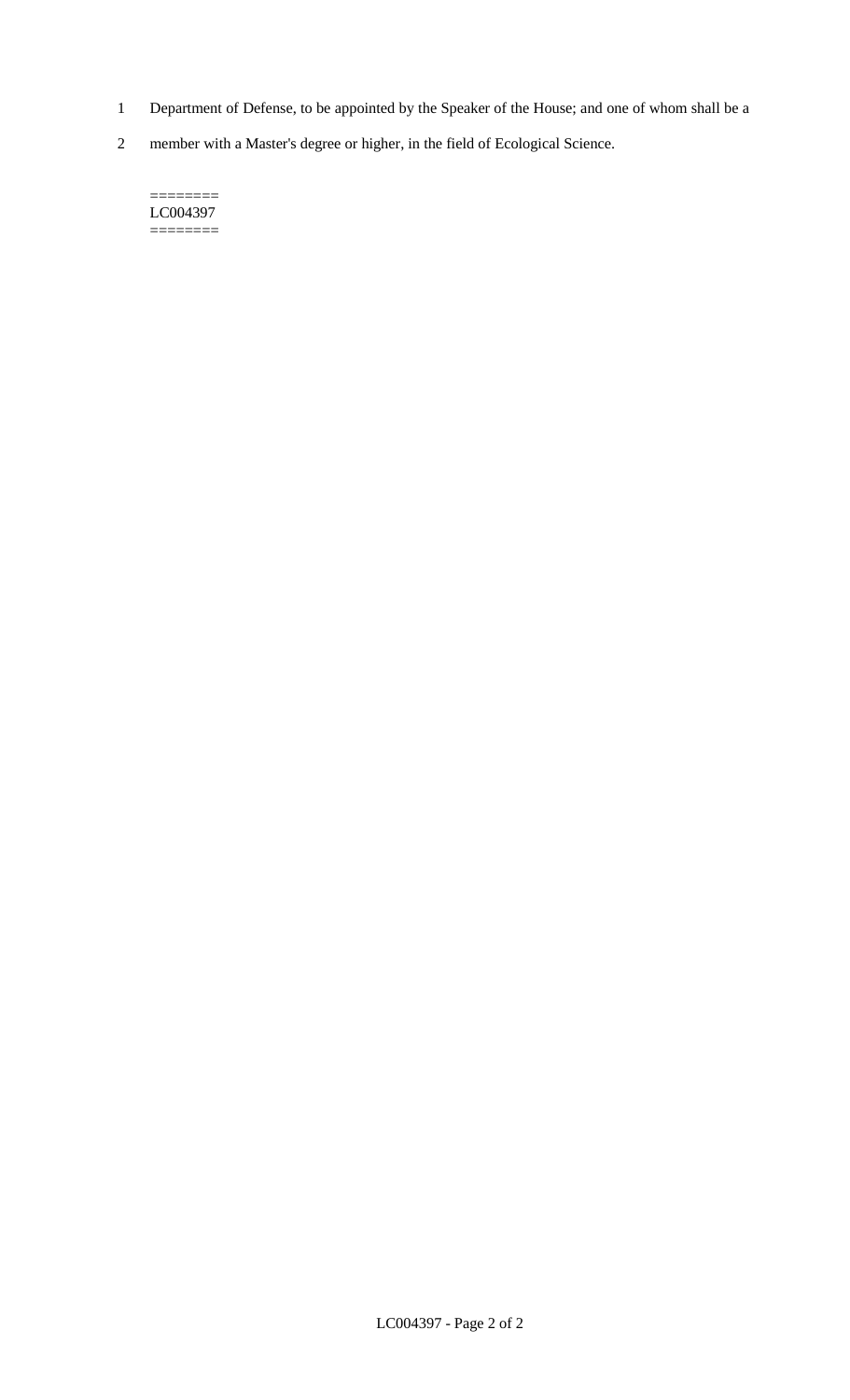Department of Defense, to be appointed by the Speaker of the House; and one of whom shall be a member with a Master's degree or higher, in the field of Ecological Science.

========
LC004397
========